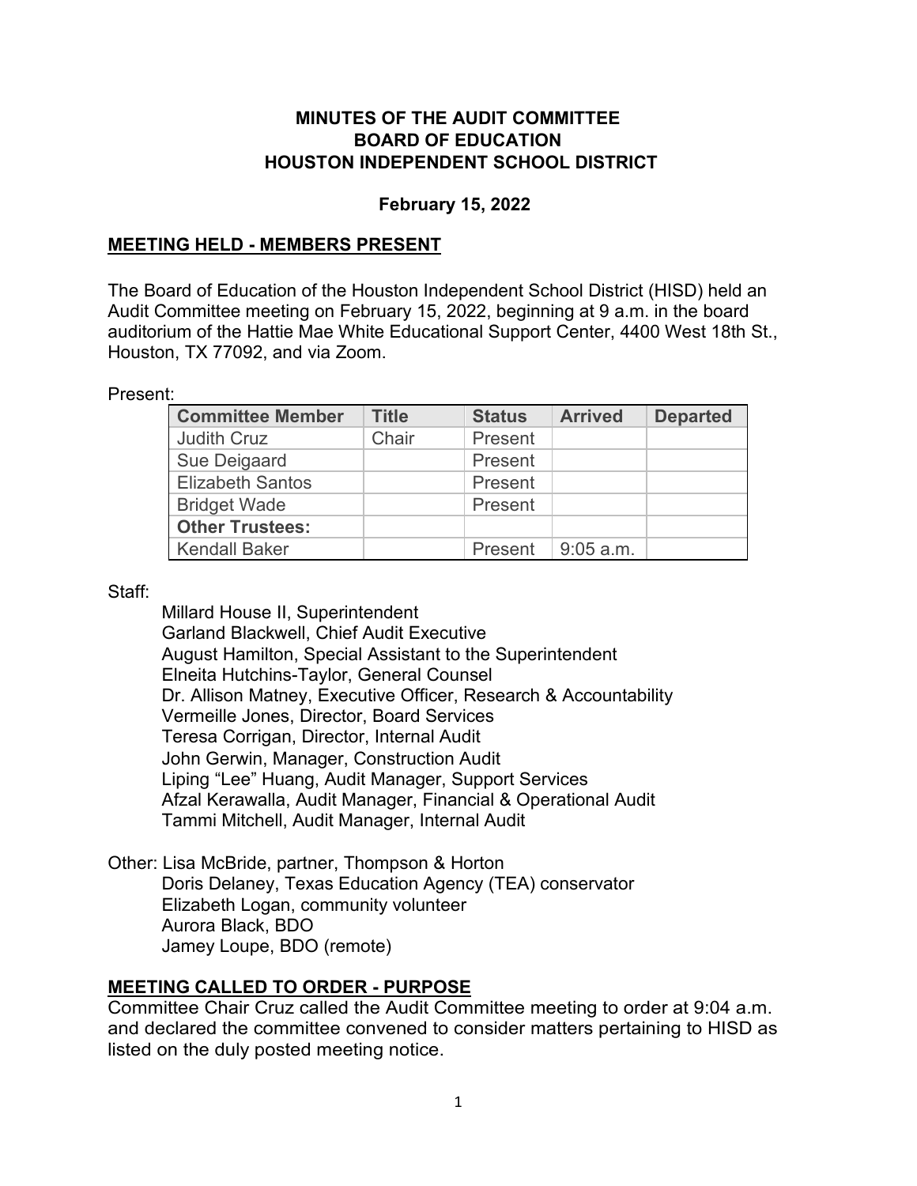**MINUTES OF THE AUDIT COMMITTEE**
**BOARD OF EDUCATION**
**HOUSTON INDEPENDENT SCHOOL DISTRICT**

**February 15, 2022**

## MEETING HELD - MEMBERS PRESENT

The Board of Education of the Houston Independent School District (HISD) held an Audit Committee meeting on February 15, 2022, beginning at 9 a.m. in the board auditorium of the Hattie Mae White Educational Support Center, 4400 West 18th St., Houston, TX 77092, and via Zoom.

Present:

| Committee Member | Title | Status | Arrived | Departed |
|---|---|---|---|---|
| Judith Cruz | Chair | Present | | |
| Sue Deigaard | | Present | | |
| Elizabeth Santos | | Present | | |
| Bridget Wade | | Present | | |
| **Other Trustees:** | | | | |
| Kendall Baker | | Present | 9:05 a.m. | |

Staff:

Millard House II, Superintendent
Garland Blackwell, Chief Audit Executive
August Hamilton, Special Assistant to the Superintendent
Elneita Hutchins-Taylor, General Counsel
Dr. Allison Matney, Executive Officer, Research & Accountability
Vermeille Jones, Director, Board Services
Teresa Corrigan, Director, Internal Audit
John Gerwin, Manager, Construction Audit
Liping "Lee" Huang, Audit Manager, Support Services
Afzal Kerawalla, Audit Manager, Financial & Operational Audit
Tammi Mitchell, Audit Manager, Internal Audit

Other: Lisa McBride, partner, Thompson & Horton
Doris Delaney, Texas Education Agency (TEA) conservator
Elizabeth Logan, community volunteer
Aurora Black, BDO
Jamey Loupe, BDO (remote)

## MEETING CALLED TO ORDER - PURPOSE

Committee Chair Cruz called the Audit Committee meeting to order at 9:04 a.m. and declared the committee convened to consider matters pertaining to HISD as listed on the duly posted meeting notice.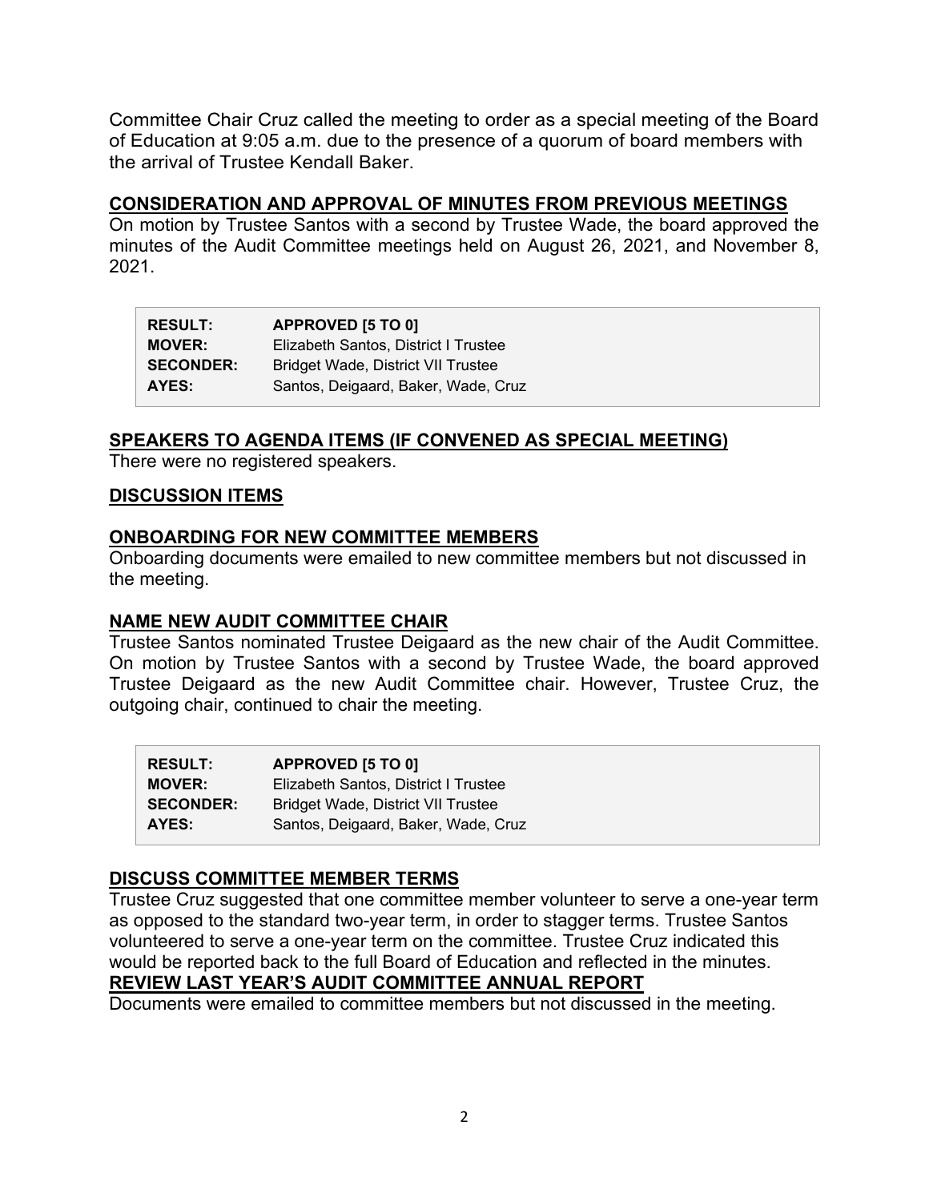Committee Chair Cruz called the meeting to order as a special meeting of the Board of Education at 9:05 a.m. due to the presence of a quorum of board members with the arrival of Trustee Kendall Baker.

## CONSIDERATION AND APPROVAL OF MINUTES FROM PREVIOUS MEETINGS

On motion by Trustee Santos with a second by Trustee Wade, the board approved the minutes of the Audit Committee meetings held on August 26, 2021, and November 8, 2021.

| | |
|---|---|
| **RESULT:** | **APPROVED [5 TO 0]** |
| **MOVER:** | Elizabeth Santos, District I Trustee |
| **SECONDER:** | Bridget Wade, District VII Trustee |
| **AYES:** | Santos, Deigaard, Baker, Wade, Cruz |

## SPEAKERS TO AGENDA ITEMS (IF CONVENED AS SPECIAL MEETING)

There were no registered speakers.

## DISCUSSION ITEMS

## ONBOARDING FOR NEW COMMITTEE MEMBERS

Onboarding documents were emailed to new committee members but not discussed in the meeting.

## NAME NEW AUDIT COMMITTEE CHAIR

Trustee Santos nominated Trustee Deigaard as the new chair of the Audit Committee. On motion by Trustee Santos with a second by Trustee Wade, the board approved Trustee Deigaard as the new Audit Committee chair. However, Trustee Cruz, the outgoing chair, continued to chair the meeting.

| | |
|---|---|
| **RESULT:** | **APPROVED [5 TO 0]** |
| **MOVER:** | Elizabeth Santos, District I Trustee |
| **SECONDER:** | Bridget Wade, District VII Trustee |
| **AYES:** | Santos, Deigaard, Baker, Wade, Cruz |

## DISCUSS COMMITTEE MEMBER TERMS

Trustee Cruz suggested that one committee member volunteer to serve a one-year term as opposed to the standard two-year term, in order to stagger terms. Trustee Santos volunteered to serve a one-year term on the committee. Trustee Cruz indicated this would be reported back to the full Board of Education and reflected in the minutes.

## REVIEW LAST YEAR'S AUDIT COMMITTEE ANNUAL REPORT

Documents were emailed to committee members but not discussed in the meeting.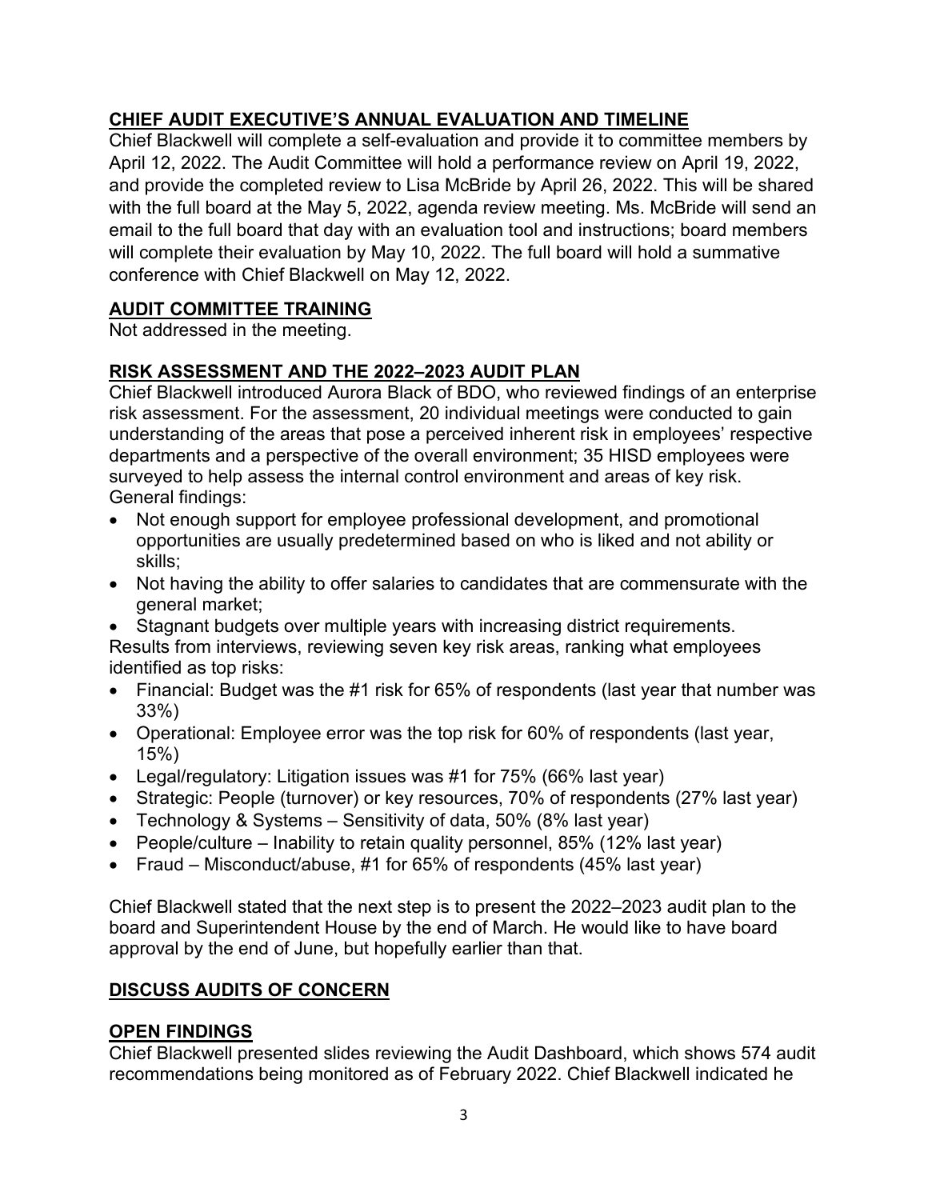## CHIEF AUDIT EXECUTIVE'S ANNUAL EVALUATION AND TIMELINE

Chief Blackwell will complete a self-evaluation and provide it to committee members by April 12, 2022. The Audit Committee will hold a performance review on April 19, 2022, and provide the completed review to Lisa McBride by April 26, 2022. This will be shared with the full board at the May 5, 2022, agenda review meeting. Ms. McBride will send an email to the full board that day with an evaluation tool and instructions; board members will complete their evaluation by May 10, 2022. The full board will hold a summative conference with Chief Blackwell on May 12, 2022.

## AUDIT COMMITTEE TRAINING

Not addressed in the meeting.

## RISK ASSESSMENT AND THE 2022–2023 AUDIT PLAN

Chief Blackwell introduced Aurora Black of BDO, who reviewed findings of an enterprise risk assessment. For the assessment, 20 individual meetings were conducted to gain understanding of the areas that pose a perceived inherent risk in employees' respective departments and a perspective of the overall environment; 35 HISD employees were surveyed to help assess the internal control environment and areas of key risk.
General findings:

- Not enough support for employee professional development, and promotional opportunities are usually predetermined based on who is liked and not ability or skills;
- Not having the ability to offer salaries to candidates that are commensurate with the general market;
- Stagnant budgets over multiple years with increasing district requirements.

Results from interviews, reviewing seven key risk areas, ranking what employees identified as top risks:

- Financial: Budget was the #1 risk for 65% of respondents (last year that number was 33%)
- Operational: Employee error was the top risk for 60% of respondents (last year, 15%)
- Legal/regulatory: Litigation issues was #1 for 75% (66% last year)
- Strategic: People (turnover) or key resources, 70% of respondents (27% last year)
- Technology & Systems – Sensitivity of data, 50% (8% last year)
- People/culture – Inability to retain quality personnel, 85% (12% last year)
- Fraud – Misconduct/abuse, #1 for 65% of respondents (45% last year)

Chief Blackwell stated that the next step is to present the 2022–2023 audit plan to the board and Superintendent House by the end of March. He would like to have board approval by the end of June, but hopefully earlier than that.

## DISCUSS AUDITS OF CONCERN

## OPEN FINDINGS

Chief Blackwell presented slides reviewing the Audit Dashboard, which shows 574 audit recommendations being monitored as of February 2022. Chief Blackwell indicated he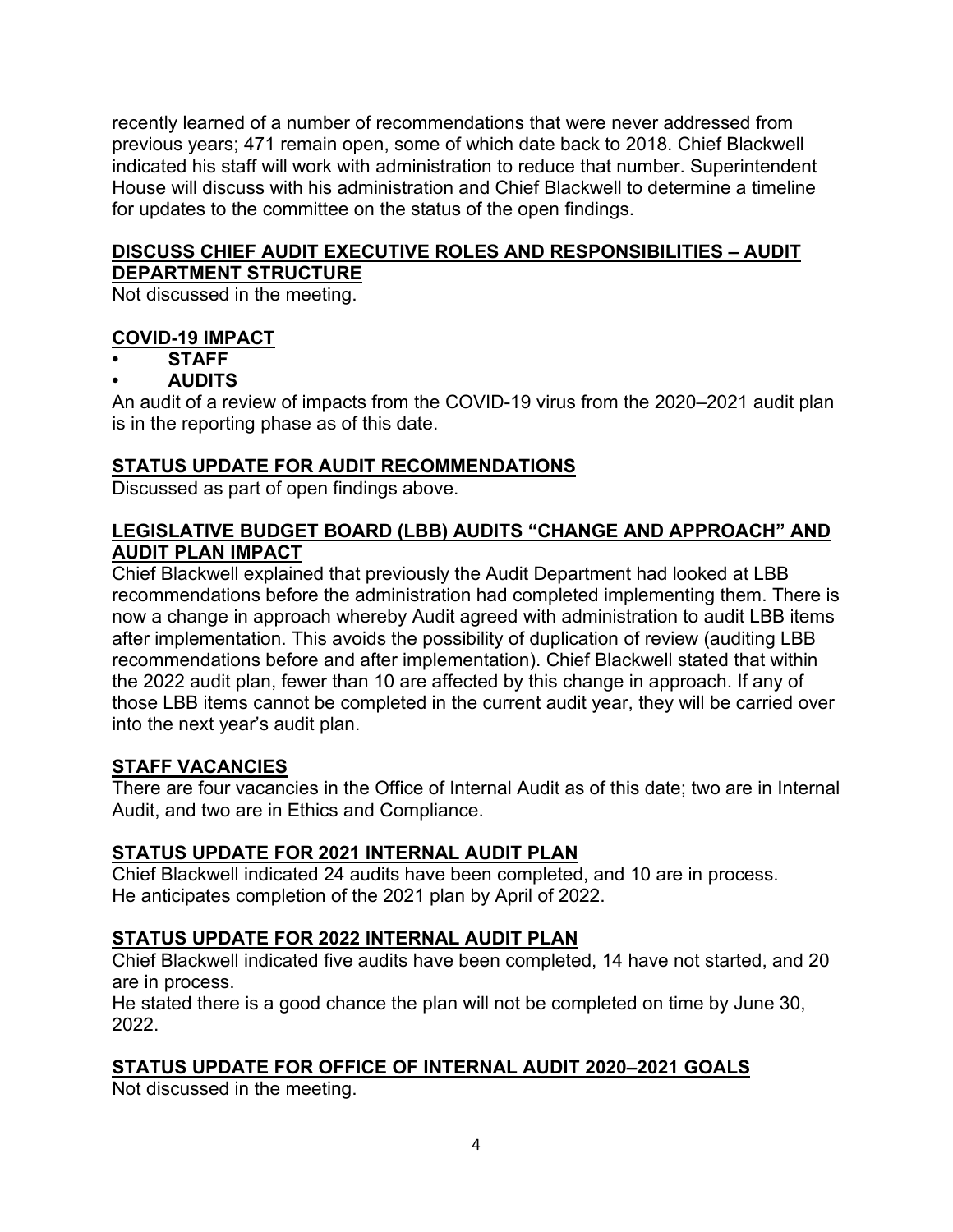recently learned of a number of recommendations that were never addressed from previous years; 471 remain open, some of which date back to 2018. Chief Blackwell indicated his staff will work with administration to reduce that number. Superintendent House will discuss with his administration and Chief Blackwell to determine a timeline for updates to the committee on the status of the open findings.

## DISCUSS CHIEF AUDIT EXECUTIVE ROLES AND RESPONSIBILITIES – AUDIT DEPARTMENT STRUCTURE

Not discussed in the meeting.

## COVID-19 IMPACT

- **STAFF**
- **AUDITS**

An audit of a review of impacts from the COVID-19 virus from the 2020–2021 audit plan is in the reporting phase as of this date.

## STATUS UPDATE FOR AUDIT RECOMMENDATIONS

Discussed as part of open findings above.

## LEGISLATIVE BUDGET BOARD (LBB) AUDITS "CHANGE AND APPROACH" AND AUDIT PLAN IMPACT

Chief Blackwell explained that previously the Audit Department had looked at LBB recommendations before the administration had completed implementing them. There is now a change in approach whereby Audit agreed with administration to audit LBB items after implementation. This avoids the possibility of duplication of review (auditing LBB recommendations before and after implementation). Chief Blackwell stated that within the 2022 audit plan, fewer than 10 are affected by this change in approach. If any of those LBB items cannot be completed in the current audit year, they will be carried over into the next year's audit plan.

## STAFF VACANCIES

There are four vacancies in the Office of Internal Audit as of this date; two are in Internal Audit, and two are in Ethics and Compliance.

## STATUS UPDATE FOR 2021 INTERNAL AUDIT PLAN

Chief Blackwell indicated 24 audits have been completed, and 10 are in process.
He anticipates completion of the 2021 plan by April of 2022.

## STATUS UPDATE FOR 2022 INTERNAL AUDIT PLAN

Chief Blackwell indicated five audits have been completed, 14 have not started, and 20 are in process.
He stated there is a good chance the plan will not be completed on time by June 30, 2022.

## STATUS UPDATE FOR OFFICE OF INTERNAL AUDIT 2020–2021 GOALS

Not discussed in the meeting.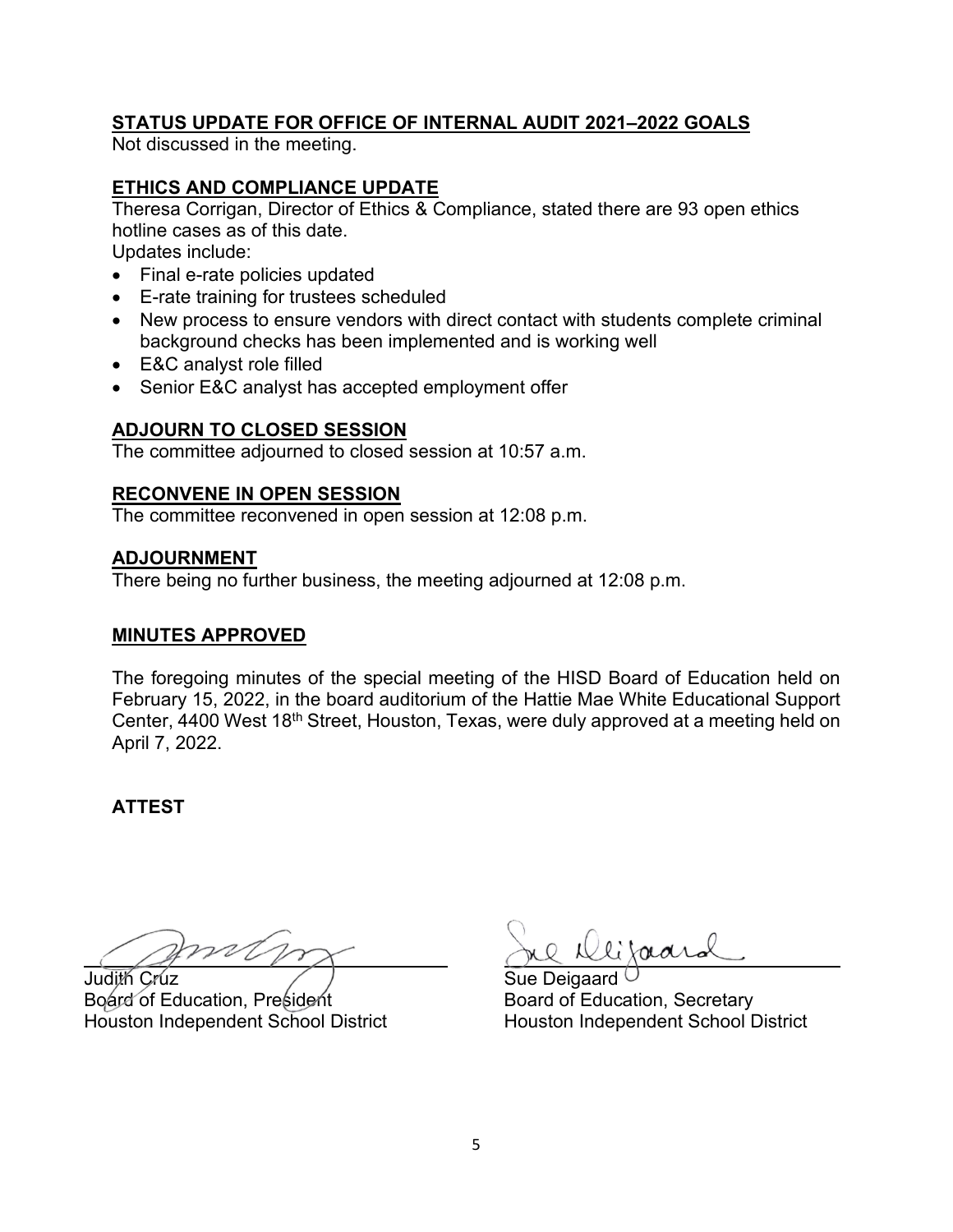## STATUS UPDATE FOR OFFICE OF INTERNAL AUDIT 2021–2022 GOALS

Not discussed in the meeting.

## ETHICS AND COMPLIANCE UPDATE

Theresa Corrigan, Director of Ethics & Compliance, stated there are 93 open ethics hotline cases as of this date.

Updates include:

- Final e-rate policies updated
- E-rate training for trustees scheduled
- New process to ensure vendors with direct contact with students complete criminal background checks has been implemented and is working well
- E&C analyst role filled
- Senior E&C analyst has accepted employment offer

## ADJOURN TO CLOSED SESSION

The committee adjourned to closed session at 10:57 a.m.

## RECONVENE IN OPEN SESSION

The committee reconvened in open session at 12:08 p.m.

## ADJOURNMENT

There being no further business, the meeting adjourned at 12:08 p.m.

## MINUTES APPROVED

The foregoing minutes of the special meeting of the HISD Board of Education held on February 15, 2022, in the board auditorium of the Hattie Mae White Educational Support Center, 4400 West 18th Street, Houston, Texas, were duly approved at a meeting held on April 7, 2022.

**ATTEST**

Judith Cruz
Board of Education, President
Houston Independent School District

Sue Deigaard
Board of Education, Secretary
Houston Independent School District